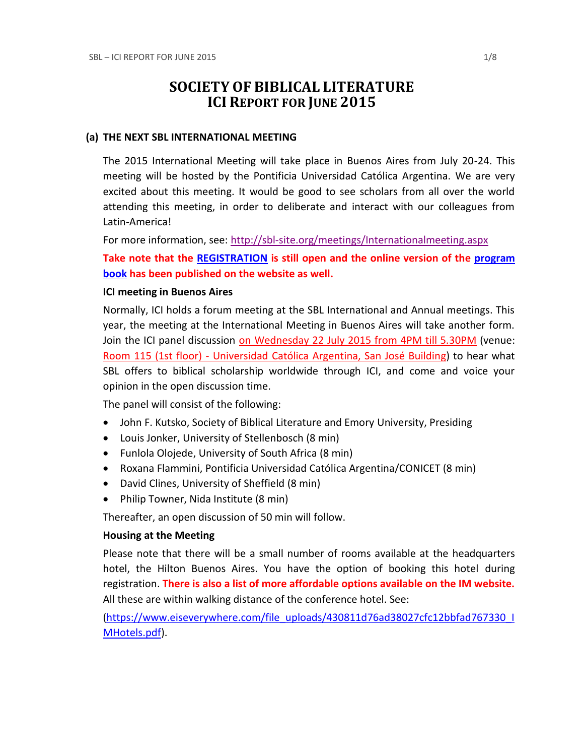# SOCIETY OF BIBLICAL LITERATURE
## ICI REPORT FOR JUNE 2015

### (a) THE NEXT SBL INTERNATIONAL MEETING

The 2015 International Meeting will take place in Buenos Aires from July 20-24. This meeting will be hosted by the Pontificia Universidad Católica Argentina. We are very excited about this meeting. It would be good to see scholars from all over the world attending this meeting, in order to deliberate and interact with our colleagues from Latin-America!

For more information, see: http://sbl-site.org/meetings/Internationalmeeting.aspx

**Take note that the REGISTRATION is still open and the online version of the program book has been published on the website as well.**

**ICI meeting in Buenos Aires**

Normally, ICI holds a forum meeting at the SBL International and Annual meetings. This year, the meeting at the International Meeting in Buenos Aires will take another form. Join the ICI panel discussion on Wednesday 22 July 2015 from 4PM till 5.30PM (venue: Room 115 (1st floor) - Universidad Católica Argentina, San José Building) to hear what SBL offers to biblical scholarship worldwide through ICI, and come and voice your opinion in the open discussion time.

The panel will consist of the following:

- John F. Kutsko, Society of Biblical Literature and Emory University, Presiding
- Louis Jonker, University of Stellenbosch (8 min)
- Funlola Olojede, University of South Africa (8 min)
- Roxana Flammini, Pontificia Universidad Católica Argentina/CONICET (8 min)
- David Clines, University of Sheffield (8 min)
- Philip Towner, Nida Institute (8 min)

Thereafter, an open discussion of 50 min will follow.

**Housing at the Meeting**

Please note that there will be a small number of rooms available at the headquarters hotel, the Hilton Buenos Aires. You have the option of booking this hotel during registration. **There is also a list of more affordable options available on the IM website.** All these are within walking distance of the conference hotel. See:

(https://www.eiseverywhere.com/file_uploads/430811d76ad38027cfc12bbfad767330_IMHotels.pdf).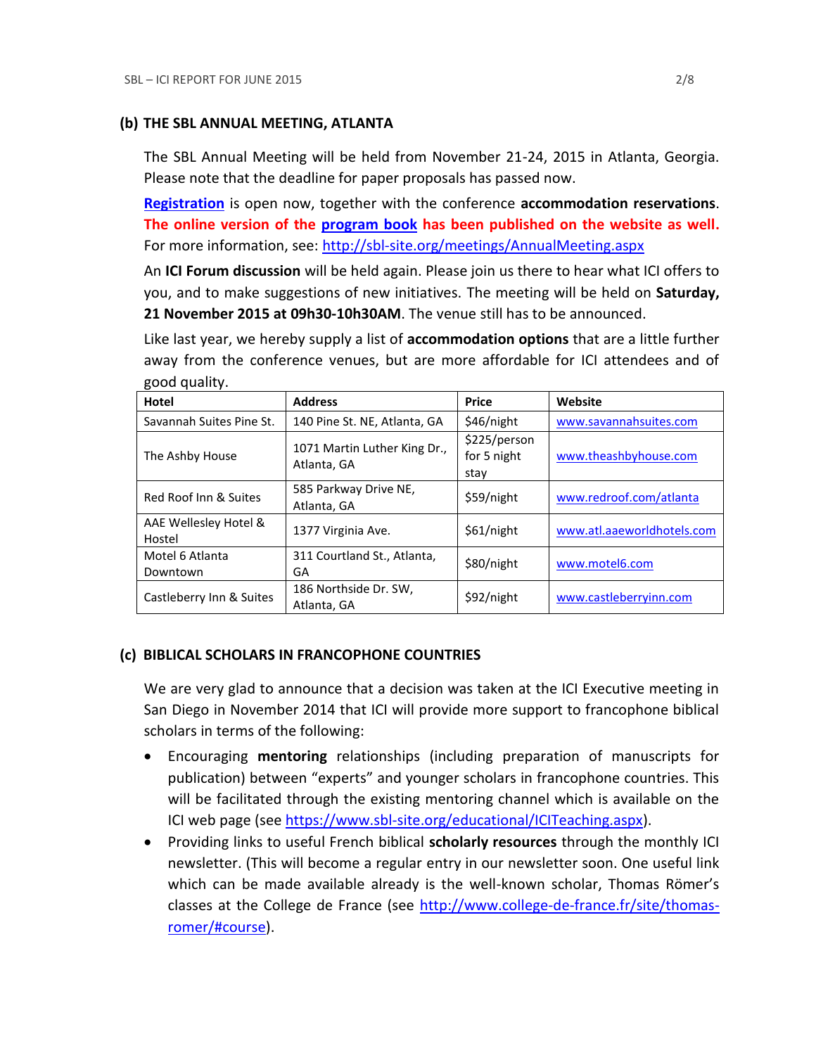## (b) THE SBL ANNUAL MEETING, ATLANTA

The SBL Annual Meeting will be held from November 21-24, 2015 in Atlanta, Georgia. Please note that the deadline for paper proposals has passed now.

**Registration** is open now, together with the conference **accommodation reservations**. **The online version of the program book has been published on the website as well.** For more information, see: http://sbl-site.org/meetings/AnnualMeeting.aspx

An **ICI Forum discussion** will be held again. Please join us there to hear what ICI offers to you, and to make suggestions of new initiatives. The meeting will be held on **Saturday, 21 November 2015 at 09h30-10h30AM**. The venue still has to be announced.

Like last year, we hereby supply a list of **accommodation options** that are a little further away from the conference venues, but are more affordable for ICI attendees and of good quality.

| Hotel | Address | Price | Website |
|---|---|---|---|
| Savannah Suites Pine St. | 140 Pine St. NE, Atlanta, GA | $46/night | www.savannahsuites.com |
| The Ashby House | 1071 Martin Luther King Dr., Atlanta, GA | $225/person for 5 night stay | www.theashbyhouse.com |
| Red Roof Inn & Suites | 585 Parkway Drive NE, Atlanta, GA | $59/night | www.redroof.com/atlanta |
| AAE Wellesley Hotel & Hostel | 1377 Virginia Ave. | $61/night | www.atl.aaeworldhotels.com |
| Motel 6 Atlanta Downtown | 311 Courtland St., Atlanta, GA | $80/night | www.motel6.com |
| Castleberry Inn & Suites | 186 Northside Dr. SW, Atlanta, GA | $92/night | www.castleberryinn.com |

## (c) BIBLICAL SCHOLARS IN FRANCOPHONE COUNTRIES

We are very glad to announce that a decision was taken at the ICI Executive meeting in San Diego in November 2014 that ICI will provide more support to francophone biblical scholars in terms of the following:

- Encouraging **mentoring** relationships (including preparation of manuscripts for publication) between "experts" and younger scholars in francophone countries. This will be facilitated through the existing mentoring channel which is available on the ICI web page (see https://www.sbl-site.org/educational/ICITeaching.aspx).
- Providing links to useful French biblical **scholarly resources** through the monthly ICI newsletter. (This will become a regular entry in our newsletter soon. One useful link which can be made available already is the well-known scholar, Thomas Römer's classes at the College de France (see http://www.college-de-france.fr/site/thomas-romer/#course).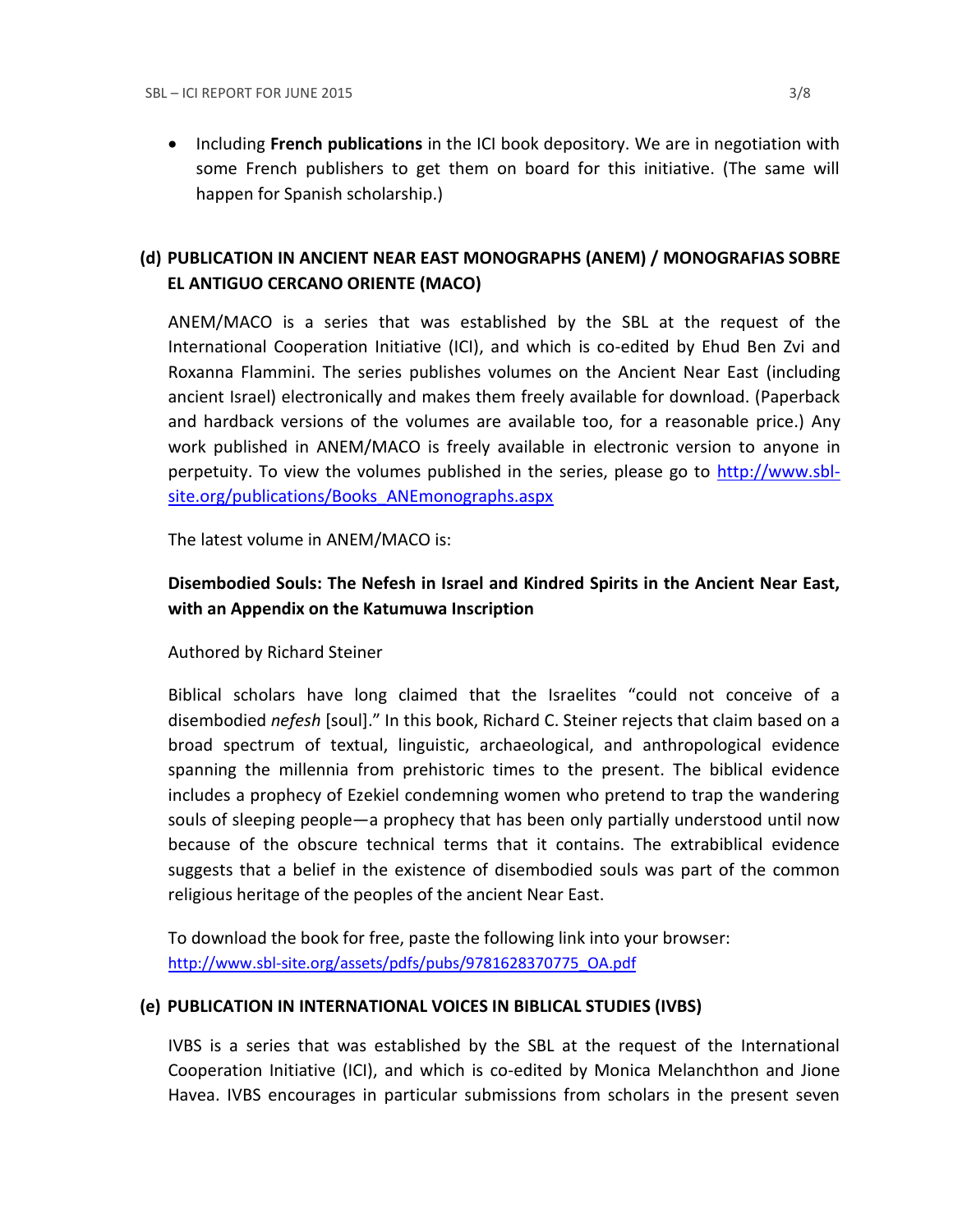- Including **French publications** in the ICI book depository. We are in negotiation with some French publishers to get them on board for this initiative. (The same will happen for Spanish scholarship.)

### (d) PUBLICATION IN ANCIENT NEAR EAST MONOGRAPHS (ANEM) / MONOGRAFIAS SOBRE EL ANTIGUO CERCANO ORIENTE (MACO)

ANEM/MACO is a series that was established by the SBL at the request of the International Cooperation Initiative (ICI), and which is co-edited by Ehud Ben Zvi and Roxanna Flammini. The series publishes volumes on the Ancient Near East (including ancient Israel) electronically and makes them freely available for download. (Paperback and hardback versions of the volumes are available too, for a reasonable price.) Any work published in ANEM/MACO is freely available in electronic version to anyone in perpetuity. To view the volumes published in the series, please go to http://www.sbl-site.org/publications/Books_ANEmonographs.aspx

The latest volume in ANEM/MACO is:

**Disembodied Souls: The Nefesh in Israel and Kindred Spirits in the Ancient Near East, with an Appendix on the Katumuwa Inscription**

Authored by Richard Steiner

Biblical scholars have long claimed that the Israelites "could not conceive of a disembodied *nefesh* [soul]." In this book, Richard C. Steiner rejects that claim based on a broad spectrum of textual, linguistic, archaeological, and anthropological evidence spanning the millennia from prehistoric times to the present. The biblical evidence includes a prophecy of Ezekiel condemning women who pretend to trap the wandering souls of sleeping people—a prophecy that has been only partially understood until now because of the obscure technical terms that it contains. The extrabiblical evidence suggests that a belief in the existence of disembodied souls was part of the common religious heritage of the peoples of the ancient Near East.

To download the book for free, paste the following link into your browser:
http://www.sbl-site.org/assets/pdfs/pubs/9781628370775_OA.pdf

### (e) PUBLICATION IN INTERNATIONAL VOICES IN BIBLICAL STUDIES (IVBS)

IVBS is a series that was established by the SBL at the request of the International Cooperation Initiative (ICI), and which is co-edited by Monica Melanchthon and Jione Havea. IVBS encourages in particular submissions from scholars in the present seven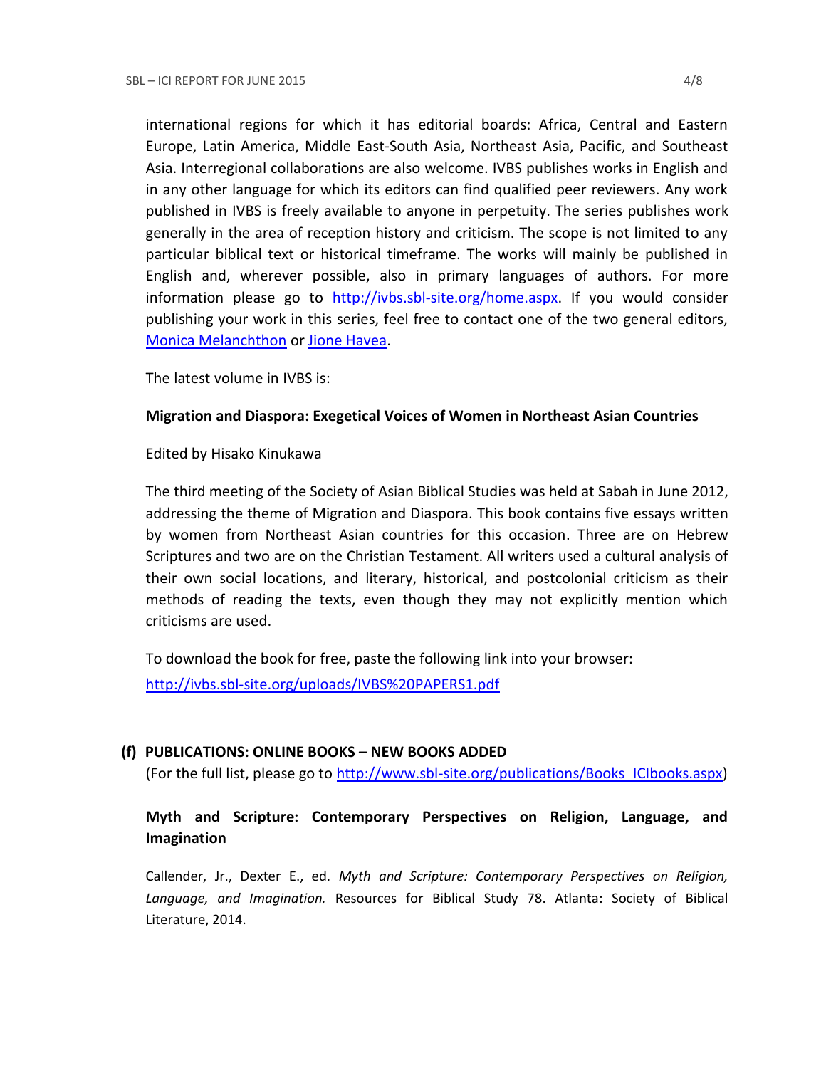international regions for which it has editorial boards: Africa, Central and Eastern Europe, Latin America, Middle East-South Asia, Northeast Asia, Pacific, and Southeast Asia. Interregional collaborations are also welcome. IVBS publishes works in English and in any other language for which its editors can find qualified peer reviewers. Any work published in IVBS is freely available to anyone in perpetuity. The series publishes work generally in the area of reception history and criticism. The scope is not limited to any particular biblical text or historical timeframe. The works will mainly be published in English and, wherever possible, also in primary languages of authors. For more information please go to http://ivbs.sbl-site.org/home.aspx. If you would consider publishing your work in this series, feel free to contact one of the two general editors, Monica Melanchthon or Jione Havea.

The latest volume in IVBS is:

**Migration and Diaspora: Exegetical Voices of Women in Northeast Asian Countries**

Edited by Hisako Kinukawa

The third meeting of the Society of Asian Biblical Studies was held at Sabah in June 2012, addressing the theme of Migration and Diaspora. This book contains five essays written by women from Northeast Asian countries for this occasion. Three are on Hebrew Scriptures and two are on the Christian Testament. All writers used a cultural analysis of their own social locations, and literary, historical, and postcolonial criticism as their methods of reading the texts, even though they may not explicitly mention which criticisms are used.

To download the book for free, paste the following link into your browser:
http://ivbs.sbl-site.org/uploads/IVBS%20PAPERS1.pdf

## (f) PUBLICATIONS: ONLINE BOOKS – NEW BOOKS ADDED

(For the full list, please go to http://www.sbl-site.org/publications/Books_ICIbooks.aspx)

### Myth and Scripture: Contemporary Perspectives on Religion, Language, and Imagination

Callender, Jr., Dexter E., ed. *Myth and Scripture: Contemporary Perspectives on Religion, Language, and Imagination.* Resources for Biblical Study 78. Atlanta: Society of Biblical Literature, 2014.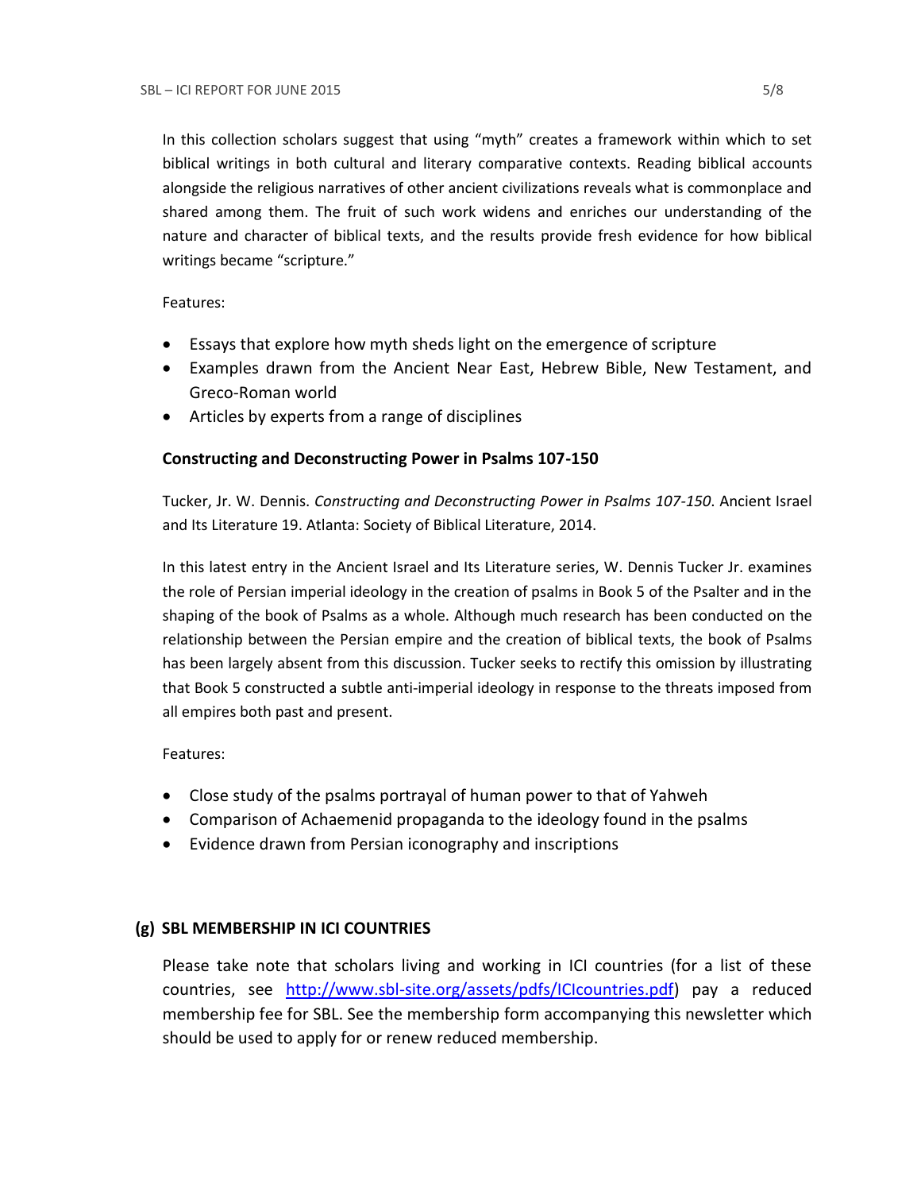In this collection scholars suggest that using “myth” creates a framework within which to set biblical writings in both cultural and literary comparative contexts. Reading biblical accounts alongside the religious narratives of other ancient civilizations reveals what is commonplace and shared among them. The fruit of such work widens and enriches our understanding of the nature and character of biblical texts, and the results provide fresh evidence for how biblical writings became “scripture.”

Features:

- Essays that explore how myth sheds light on the emergence of scripture
- Examples drawn from the Ancient Near East, Hebrew Bible, New Testament, and Greco-Roman world
- Articles by experts from a range of disciplines

**Constructing and Deconstructing Power in Psalms 107-150**

Tucker, Jr. W. Dennis. *Constructing and Deconstructing Power in Psalms 107-150*. Ancient Israel and Its Literature 19. Atlanta: Society of Biblical Literature, 2014.

In this latest entry in the Ancient Israel and Its Literature series, W. Dennis Tucker Jr. examines the role of Persian imperial ideology in the creation of psalms in Book 5 of the Psalter and in the shaping of the book of Psalms as a whole. Although much research has been conducted on the relationship between the Persian empire and the creation of biblical texts, the book of Psalms has been largely absent from this discussion. Tucker seeks to rectify this omission by illustrating that Book 5 constructed a subtle anti-imperial ideology in response to the threats imposed from all empires both past and present.

Features:

- Close study of the psalms portrayal of human power to that of Yahweh
- Comparison of Achaemenid propaganda to the ideology found in the psalms
- Evidence drawn from Persian iconography and inscriptions

## (g) SBL MEMBERSHIP IN ICI COUNTRIES

Please take note that scholars living and working in ICI countries (for a list of these countries, see http://www.sbl-site.org/assets/pdfs/ICIcountries.pdf) pay a reduced membership fee for SBL. See the membership form accompanying this newsletter which should be used to apply for or renew reduced membership.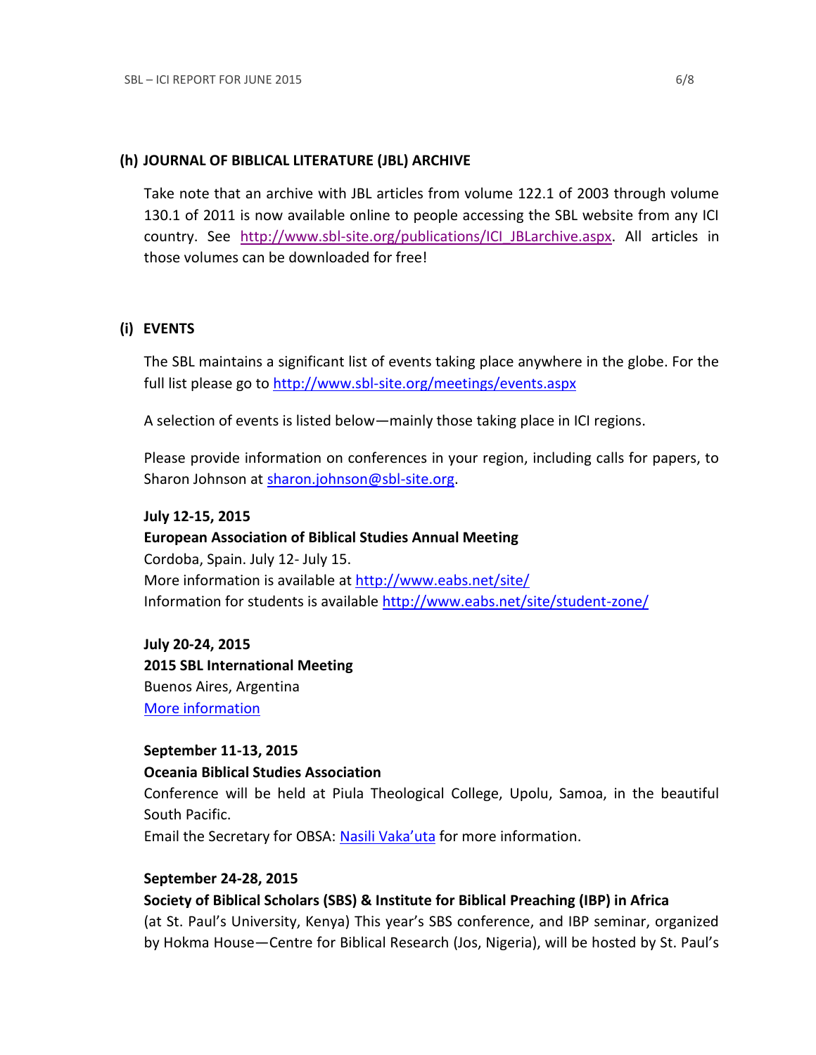### (h) JOURNAL OF BIBLICAL LITERATURE (JBL) ARCHIVE

Take note that an archive with JBL articles from volume 122.1 of 2003 through volume 130.1 of 2011 is now available online to people accessing the SBL website from any ICI country. See http://www.sbl-site.org/publications/ICI_JBLarchive.aspx. All articles in those volumes can be downloaded for free!

### (i) EVENTS

The SBL maintains a significant list of events taking place anywhere in the globe. For the full list please go to http://www.sbl-site.org/meetings/events.aspx

A selection of events is listed below—mainly those taking place in ICI regions.

Please provide information on conferences in your region, including calls for papers, to Sharon Johnson at sharon.johnson@sbl-site.org.

**July 12-15, 2015**
**European Association of Biblical Studies Annual Meeting**
Cordoba, Spain. July 12- July 15.
More information is available at http://www.eabs.net/site/
Information for students is available http://www.eabs.net/site/student-zone/

**July 20-24, 2015**
**2015 SBL International Meeting**
Buenos Aires, Argentina
More information

**September 11-13, 2015**
**Oceania Biblical Studies Association**
Conference will be held at Piula Theological College, Upolu, Samoa, in the beautiful South Pacific.
Email the Secretary for OBSA: Nasili Vaka'uta for more information.

**September 24-28, 2015**
**Society of Biblical Scholars (SBS) & Institute for Biblical Preaching (IBP) in Africa**
(at St. Paul's University, Kenya) This year's SBS conference, and IBP seminar, organized by Hokma House—Centre for Biblical Research (Jos, Nigeria), will be hosted by St. Paul's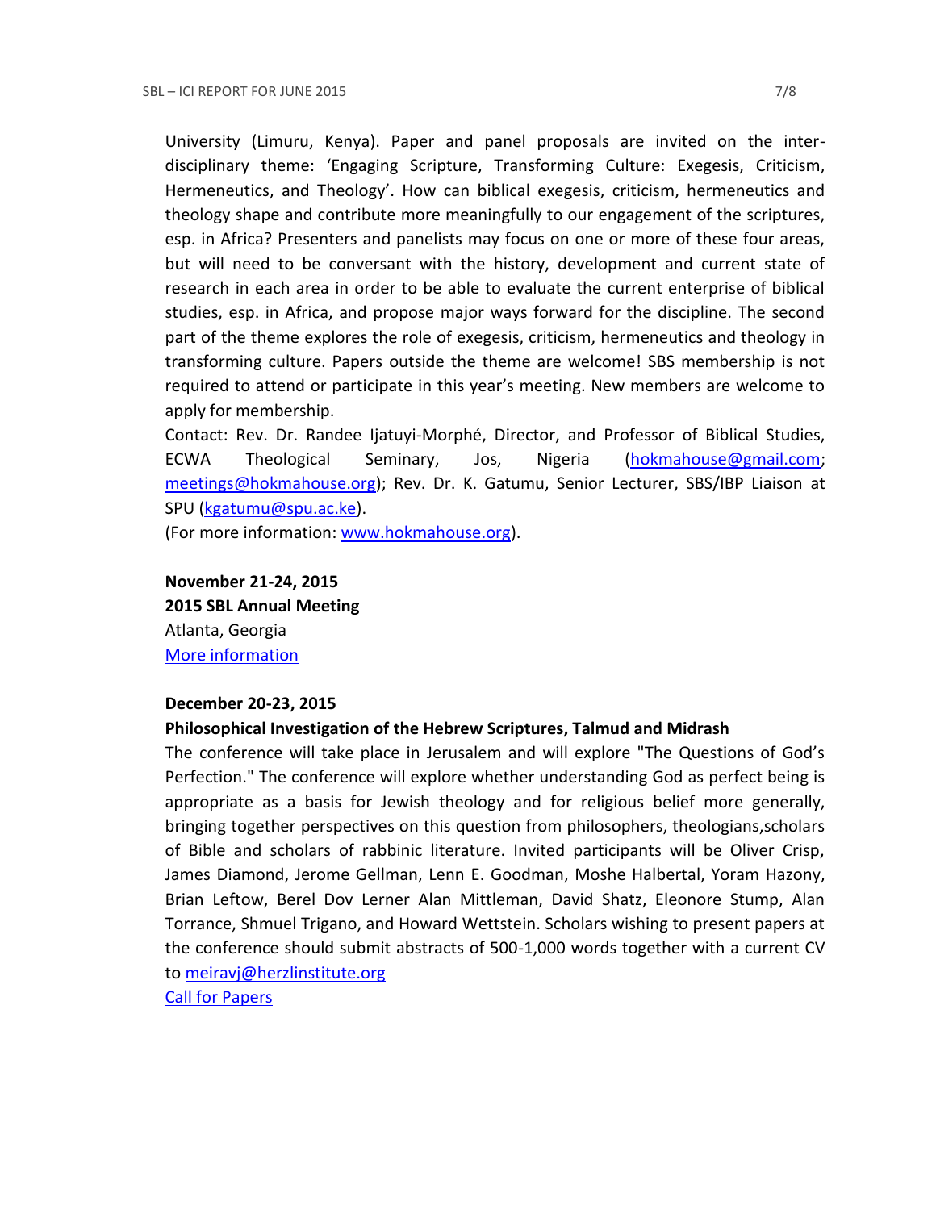University (Limuru, Kenya). Paper and panel proposals are invited on the inter-disciplinary theme: 'Engaging Scripture, Transforming Culture: Exegesis, Criticism, Hermeneutics, and Theology'. How can biblical exegesis, criticism, hermeneutics and theology shape and contribute more meaningfully to our engagement of the scriptures, esp. in Africa? Presenters and panelists may focus on one or more of these four areas, but will need to be conversant with the history, development and current state of research in each area in order to be able to evaluate the current enterprise of biblical studies, esp. in Africa, and propose major ways forward for the discipline. The second part of the theme explores the role of exegesis, criticism, hermeneutics and theology in transforming culture. Papers outside the theme are welcome! SBS membership is not required to attend or participate in this year's meeting. New members are welcome to apply for membership.

Contact: Rev. Dr. Randee Ijatuyi-Morphé, Director, and Professor of Biblical Studies, ECWA Theological Seminary, Jos, Nigeria (hokmahouse@gmail.com; meetings@hokmahouse.org); Rev. Dr. K. Gatumu, Senior Lecturer, SBS/IBP Liaison at SPU (kgatumu@spu.ac.ke).

(For more information: www.hokmahouse.org).

**November 21-24, 2015**
**2015 SBL Annual Meeting**
Atlanta, Georgia
More information

**December 20-23, 2015**
**Philosophical Investigation of the Hebrew Scriptures, Talmud and Midrash**
The conference will take place in Jerusalem and will explore "The Questions of God's Perfection." The conference will explore whether understanding God as perfect being is appropriate as a basis for Jewish theology and for religious belief more generally, bringing together perspectives on this question from philosophers, theologians,scholars of Bible and scholars of rabbinic literature. Invited participants will be Oliver Crisp, James Diamond, Jerome Gellman, Lenn E. Goodman, Moshe Halbertal, Yoram Hazony, Brian Leftow, Berel Dov Lerner Alan Mittleman, David Shatz, Eleonore Stump, Alan Torrance, Shmuel Trigano, and Howard Wettstein. Scholars wishing to present papers at the conference should submit abstracts of 500-1,000 words together with a current CV to meiravj@herzlinstitute.org
Call for Papers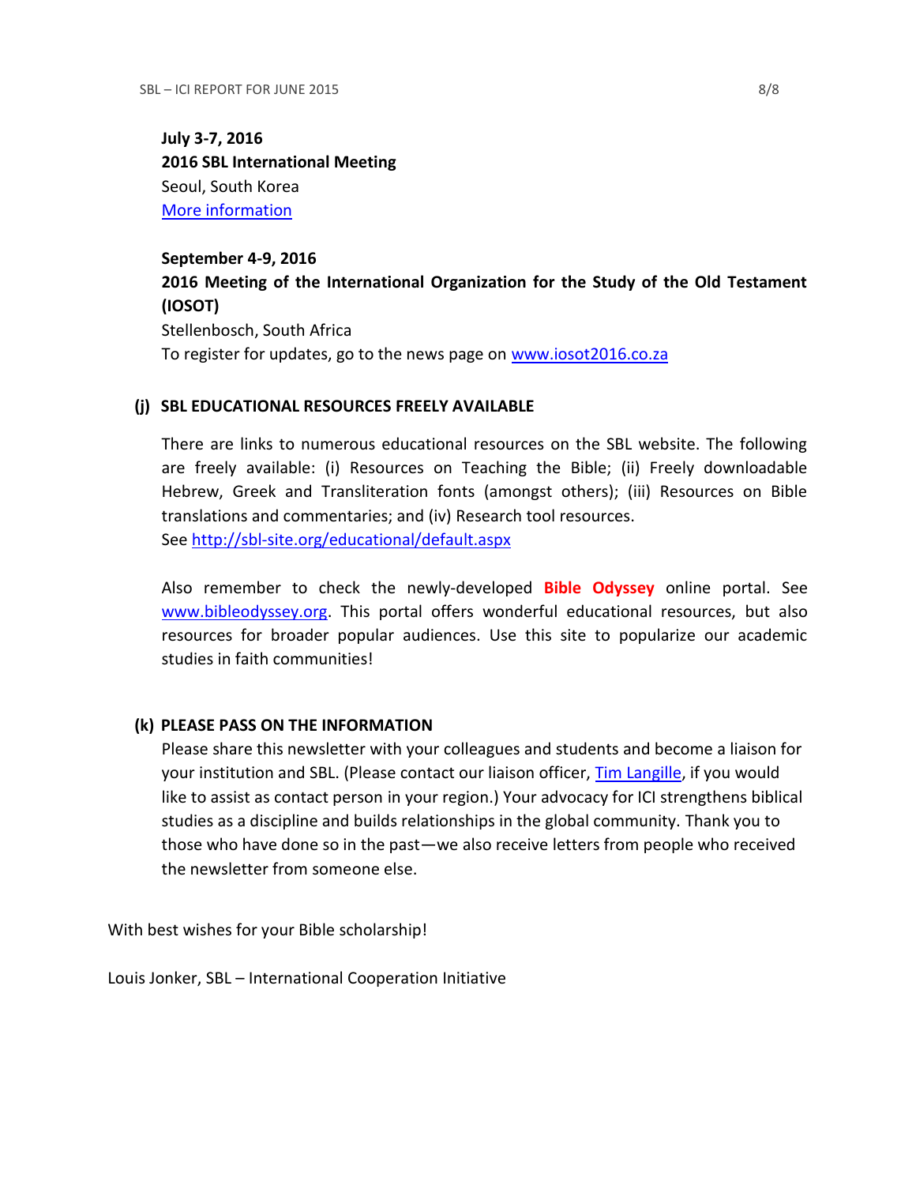**July 3-7, 2016**
**2016 SBL International Meeting**
Seoul, South Korea
[More information]

**September 4-9, 2016**
**2016 Meeting of the International Organization for the Study of the Old Testament (IOSOT)**
Stellenbosch, South Africa
To register for updates, go to the news page on www.iosot2016.co.za

### (j) SBL EDUCATIONAL RESOURCES FREELY AVAILABLE

There are links to numerous educational resources on the SBL website. The following are freely available: (i) Resources on Teaching the Bible; (ii) Freely downloadable Hebrew, Greek and Transliteration fonts (amongst others); (iii) Resources on Bible translations and commentaries; and (iv) Research tool resources.
See http://sbl-site.org/educational/default.aspx

Also remember to check the newly-developed **Bible Odyssey** online portal. See www.bibleodyssey.org. This portal offers wonderful educational resources, but also resources for broader popular audiences. Use this site to popularize our academic studies in faith communities!

### (k) PLEASE PASS ON THE INFORMATION

Please share this newsletter with your colleagues and students and become a liaison for your institution and SBL. (Please contact our liaison officer, Tim Langille, if you would like to assist as contact person in your region.) Your advocacy for ICI strengthens biblical studies as a discipline and builds relationships in the global community. Thank you to those who have done so in the past—we also receive letters from people who received the newsletter from someone else.

With best wishes for your Bible scholarship!

Louis Jonker, SBL – International Cooperation Initiative